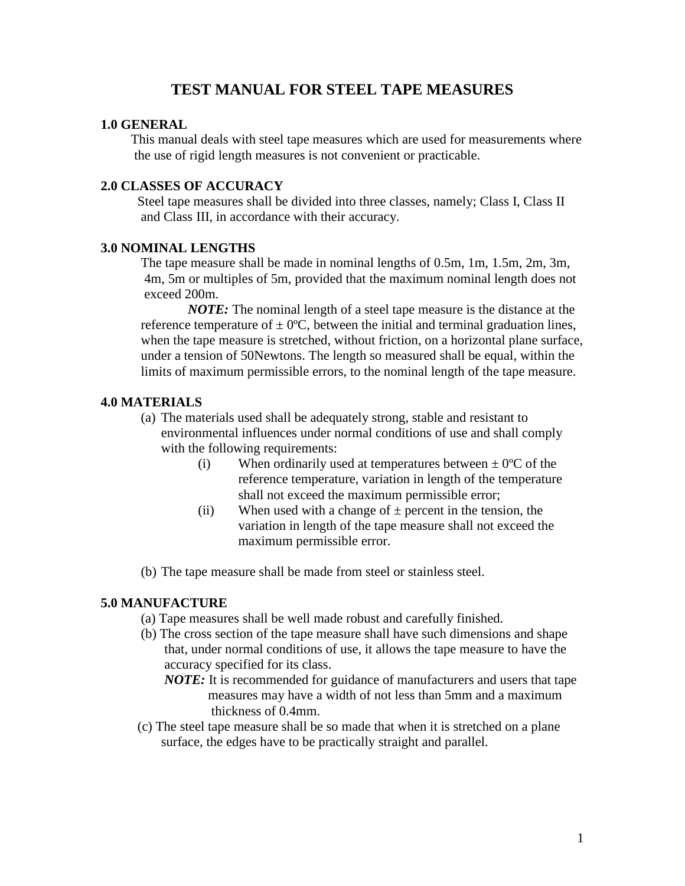# TEST MANUAL FOR STEEL TAPE MEASURES

## 1.0 GENERAL

This manual deals with steel tape measures which are used for measurements where the use of rigid length measures is not convenient or practicable.

## 2.0 CLASSES OF ACCURACY

Steel tape measures shall be divided into three classes, namely; Class I, Class II and Class III, in accordance with their accuracy.

## 3.0 NOMINAL LENGTHS

The tape measure shall be made in nominal lengths of 0.5m, 1m, 1.5m, 2m, 3m, 4m, 5m or multiples of 5m, provided that the maximum nominal length does not exceed 200m.

***NOTE:*** The nominal length of a steel tape measure is the distance at the reference temperature of ± 0ºC, between the initial and terminal graduation lines, when the tape measure is stretched, without friction, on a horizontal plane surface, under a tension of 50Newtons. The length so measured shall be equal, within the limits of maximum permissible errors, to the nominal length of the tape measure.

## 4.0 MATERIALS

(a) The materials used shall be adequately strong, stable and resistant to environmental influences under normal conditions of use and shall comply with the following requirements:

  (i) When ordinarily used at temperatures between ± 0ºC of the reference temperature, variation in length of the temperature shall not exceed the maximum permissible error;

  (ii) When used with a change of ± percent in the tension, the variation in length of the tape measure shall not exceed the maximum permissible error.

(b) The tape measure shall be made from steel or stainless steel.

## 5.0 MANUFACTURE

(a) Tape measures shall be well made robust and carefully finished.

(b) The cross section of the tape measure shall have such dimensions and shape that, under normal conditions of use, it allows the tape measure to have the accuracy specified for its class.

***NOTE:*** It is recommended for guidance of manufacturers and users that tape measures may have a width of not less than 5mm and a maximum thickness of 0.4mm.

(c) The steel tape measure shall be so made that when it is stretched on a plane surface, the edges have to be practically straight and parallel.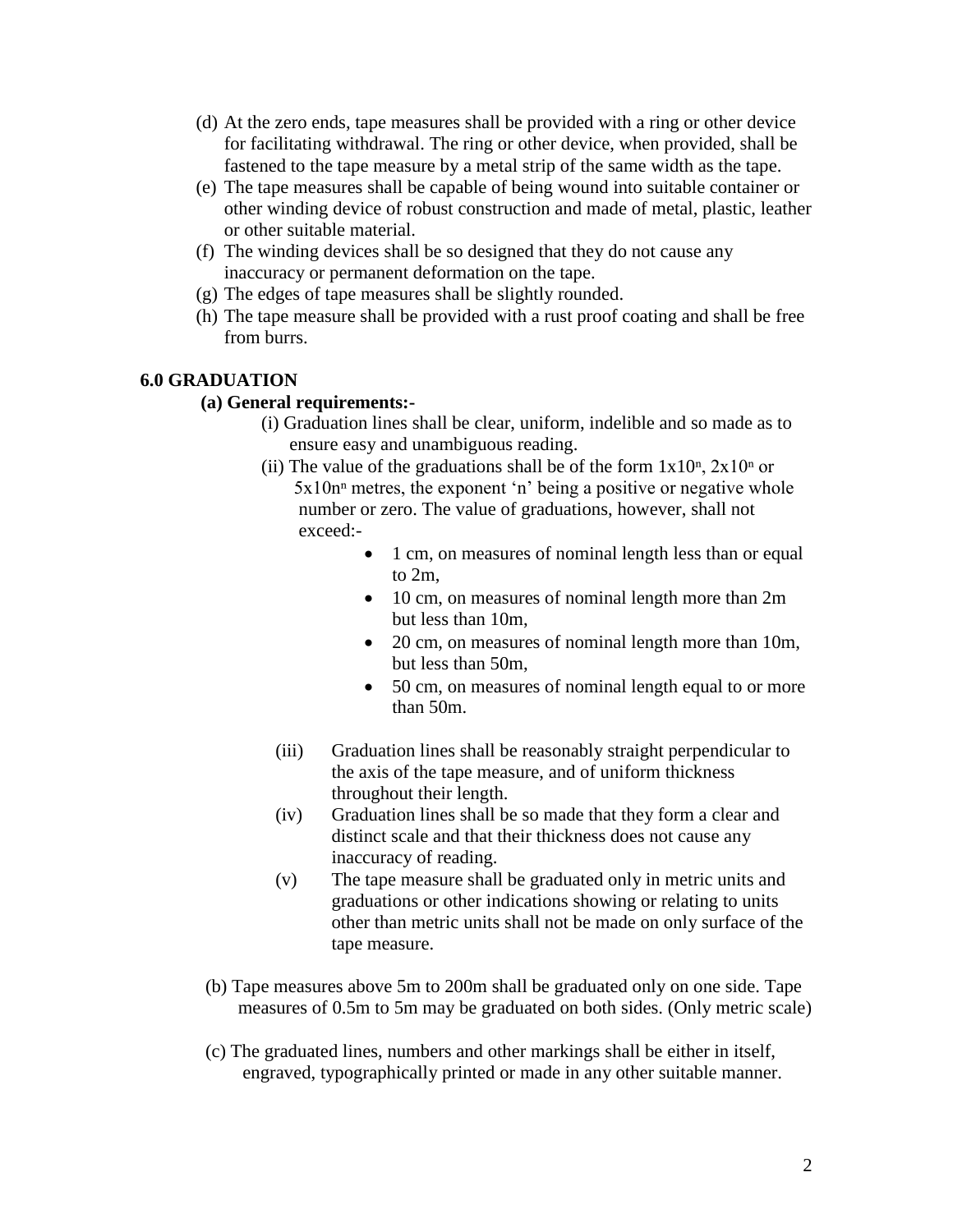(d) At the zero ends, tape measures shall be provided with a ring or other device for facilitating withdrawal. The ring or other device, when provided, shall be fastened to the tape measure by a metal strip of the same width as the tape.

(e) The tape measures shall be capable of being wound into suitable container or other winding device of robust construction and made of metal, plastic, leather or other suitable material.

(f) The winding devices shall be so designed that they do not cause any inaccuracy or permanent deformation on the tape.

(g) The edges of tape measures shall be slightly rounded.

(h) The tape measure shall be provided with a rust proof coating and shall be free from burrs.

## 6.0 GRADUATION

**(a) General requirements:-**

(i) Graduation lines shall be clear, uniform, indelible and so made as to ensure easy and unambiguous reading.

(ii) The value of the graduations shall be of the form $1x10^n$, $2x10^n$ or $5x10n^n$ metres, the exponent 'n' being a positive or negative whole number or zero. The value of graduations, however, shall not exceed:-

- 1 cm, on measures of nominal length less than or equal to 2m,
- 10 cm, on measures of nominal length more than 2m but less than 10m,
- 20 cm, on measures of nominal length more than 10m, but less than 50m,
- 50 cm, on measures of nominal length equal to or more than 50m.

(iii) Graduation lines shall be reasonably straight perpendicular to the axis of the tape measure, and of uniform thickness throughout their length.

(iv) Graduation lines shall be so made that they form a clear and distinct scale and that their thickness does not cause any inaccuracy of reading.

(v) The tape measure shall be graduated only in metric units and graduations or other indications showing or relating to units other than metric units shall not be made on only surface of the tape measure.

(b) Tape measures above 5m to 200m shall be graduated only on one side. Tape measures of 0.5m to 5m may be graduated on both sides. (Only metric scale)

(c) The graduated lines, numbers and other markings shall be either in itself, engraved, typographically printed or made in any other suitable manner.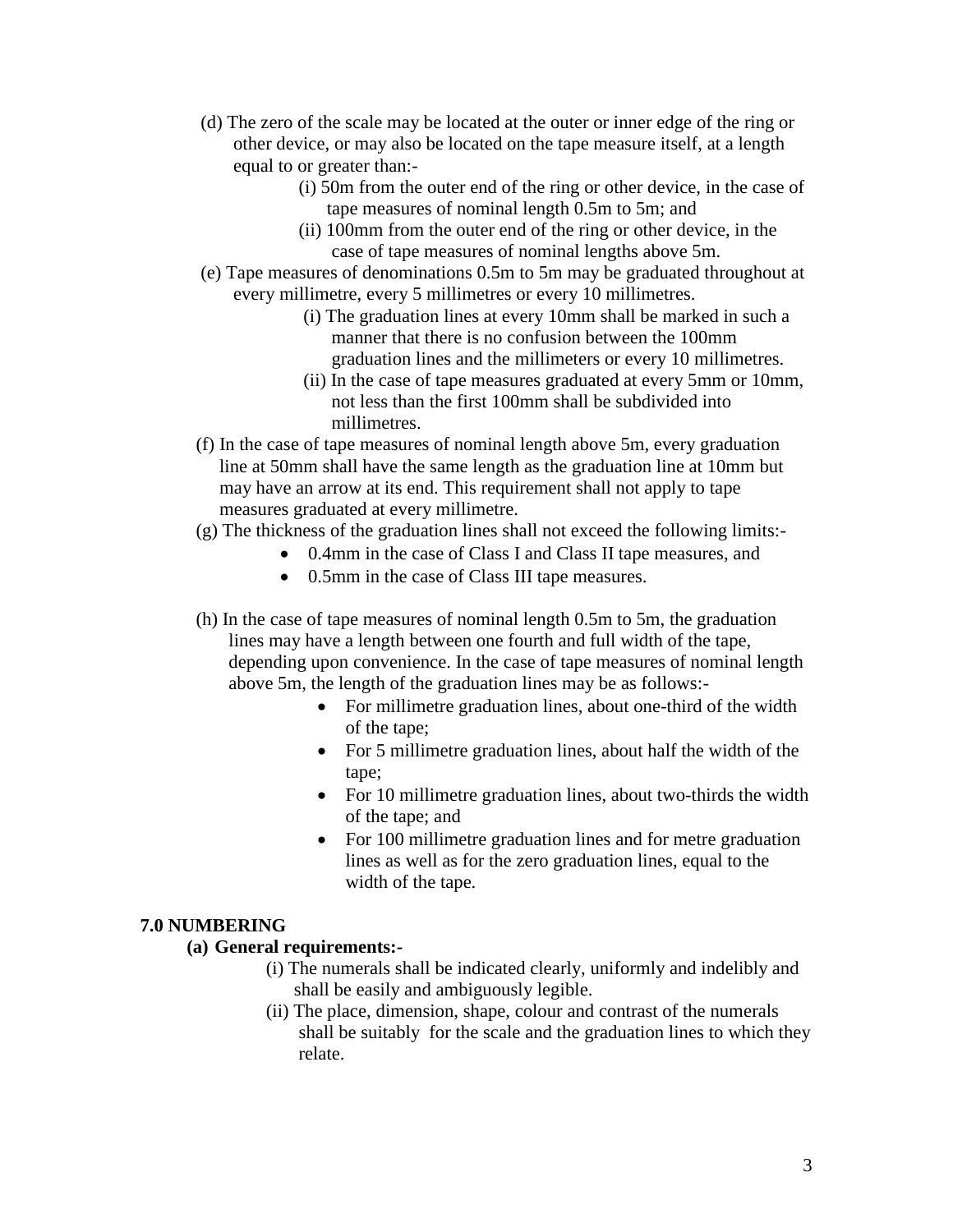(d) The zero of the scale may be located at the outer or inner edge of the ring or other device, or may also be located on the tape measure itself, at a length equal to or greater than:-

  (i) 50m from the outer end of the ring or other device, in the case of tape measures of nominal length 0.5m to 5m; and

  (ii) 100mm from the outer end of the ring or other device, in the case of tape measures of nominal lengths above 5m.

(e) Tape measures of denominations 0.5m to 5m may be graduated throughout at every millimetre, every 5 millimetres or every 10 millimetres.

  (i) The graduation lines at every 10mm shall be marked in such a manner that there is no confusion between the 100mm graduation lines and the millimeters or every 10 millimetres.

  (ii) In the case of tape measures graduated at every 5mm or 10mm, not less than the first 100mm shall be subdivided into millimetres.

(f) In the case of tape measures of nominal length above 5m, every graduation line at 50mm shall have the same length as the graduation line at 10mm but may have an arrow at its end. This requirement shall not apply to tape measures graduated at every millimetre.

(g) The thickness of the graduation lines shall not exceed the following limits:-

- 0.4mm in the case of Class I and Class II tape measures, and
- 0.5mm in the case of Class III tape measures.

(h) In the case of tape measures of nominal length 0.5m to 5m, the graduation lines may have a length between one fourth and full width of the tape, depending upon convenience. In the case of tape measures of nominal length above 5m, the length of the graduation lines may be as follows:-

- For millimetre graduation lines, about one-third of the width of the tape;
- For 5 millimetre graduation lines, about half the width of the tape;
- For 10 millimetre graduation lines, about two-thirds the width of the tape; and
- For 100 millimetre graduation lines and for metre graduation lines as well as for the zero graduation lines, equal to the width of the tape.

## 7.0 NUMBERING

**(a) General requirements:-**

  (i) The numerals shall be indicated clearly, uniformly and indelibly and shall be easily and ambiguously legible.

  (ii) The place, dimension, shape, colour and contrast of the numerals shall be suitably for the scale and the graduation lines to which they relate.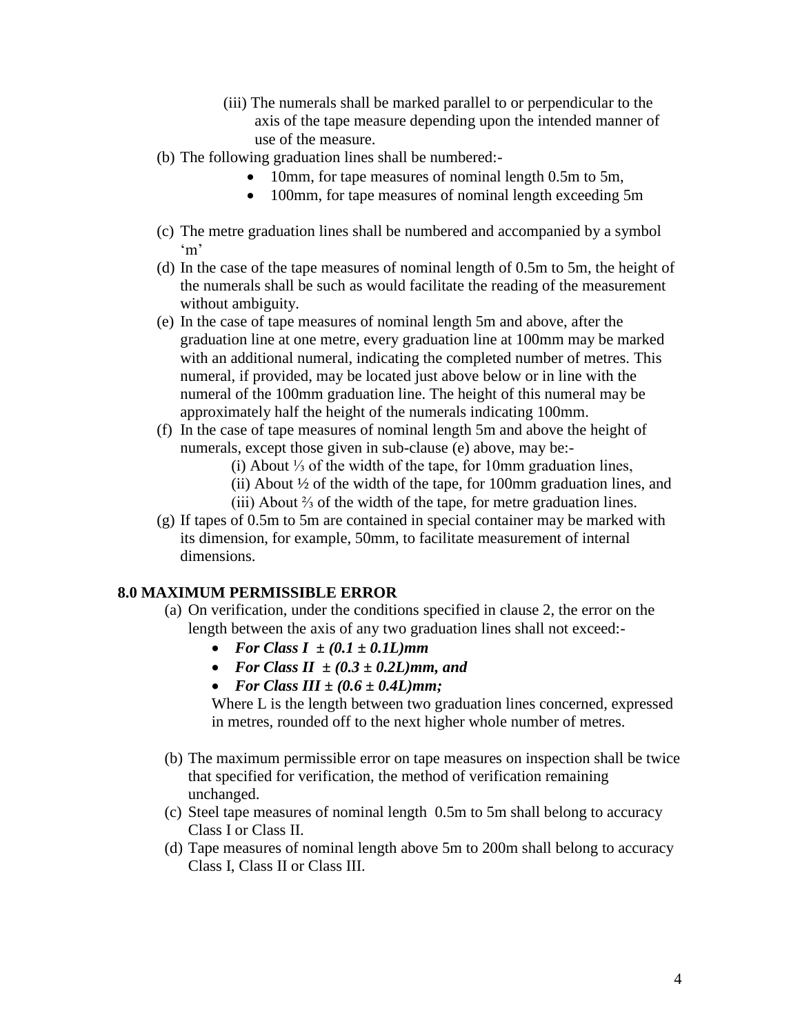(iii) The numerals shall be marked parallel to or perpendicular to the axis of the tape measure depending upon the intended manner of use of the measure.

(b) The following graduation lines shall be numbered:-

- 10mm, for tape measures of nominal length 0.5m to 5m,
- 100mm, for tape measures of nominal length exceeding 5m

(c) The metre graduation lines shall be numbered and accompanied by a symbol 'm'

(d) In the case of the tape measures of nominal length of 0.5m to 5m, the height of the numerals shall be such as would facilitate the reading of the measurement without ambiguity.

(e) In the case of tape measures of nominal length 5m and above, after the graduation line at one metre, every graduation line at 100mm may be marked with an additional numeral, indicating the completed number of metres. This numeral, if provided, may be located just above below or in line with the numeral of the 100mm graduation line. The height of this numeral may be approximately half the height of the numerals indicating 100mm.

(f) In the case of tape measures of nominal length 5m and above the height of numerals, except those given in sub-clause (e) above, may be:-

(i) About ⅓ of the width of the tape, for 10mm graduation lines,

(ii) About ½ of the width of the tape, for 100mm graduation lines, and

(iii) About ⅔ of the width of the tape, for metre graduation lines.

(g) If tapes of 0.5m to 5m are contained in special container may be marked with its dimension, for example, 50mm, to facilitate measurement of internal dimensions.

## 8.0 MAXIMUM PERMISSIBLE ERROR

(a) On verification, under the conditions specified in clause 2, the error on the length between the axis of any two graduation lines shall not exceed:-

- ***For Class I*** $\pm (0.1 \pm 0.1L)$***mm***
- ***For Class II*** $\pm (0.3 \pm 0.2L)$***mm, and***
- ***For Class III*** $\pm (0.6 \pm 0.4L)$***mm;***

Where L is the length between two graduation lines concerned, expressed in metres, rounded off to the next higher whole number of metres.

(b) The maximum permissible error on tape measures on inspection shall be twice that specified for verification, the method of verification remaining unchanged.

(c) Steel tape measures of nominal length 0.5m to 5m shall belong to accuracy Class I or Class II.

(d) Tape measures of nominal length above 5m to 200m shall belong to accuracy Class I, Class II or Class III.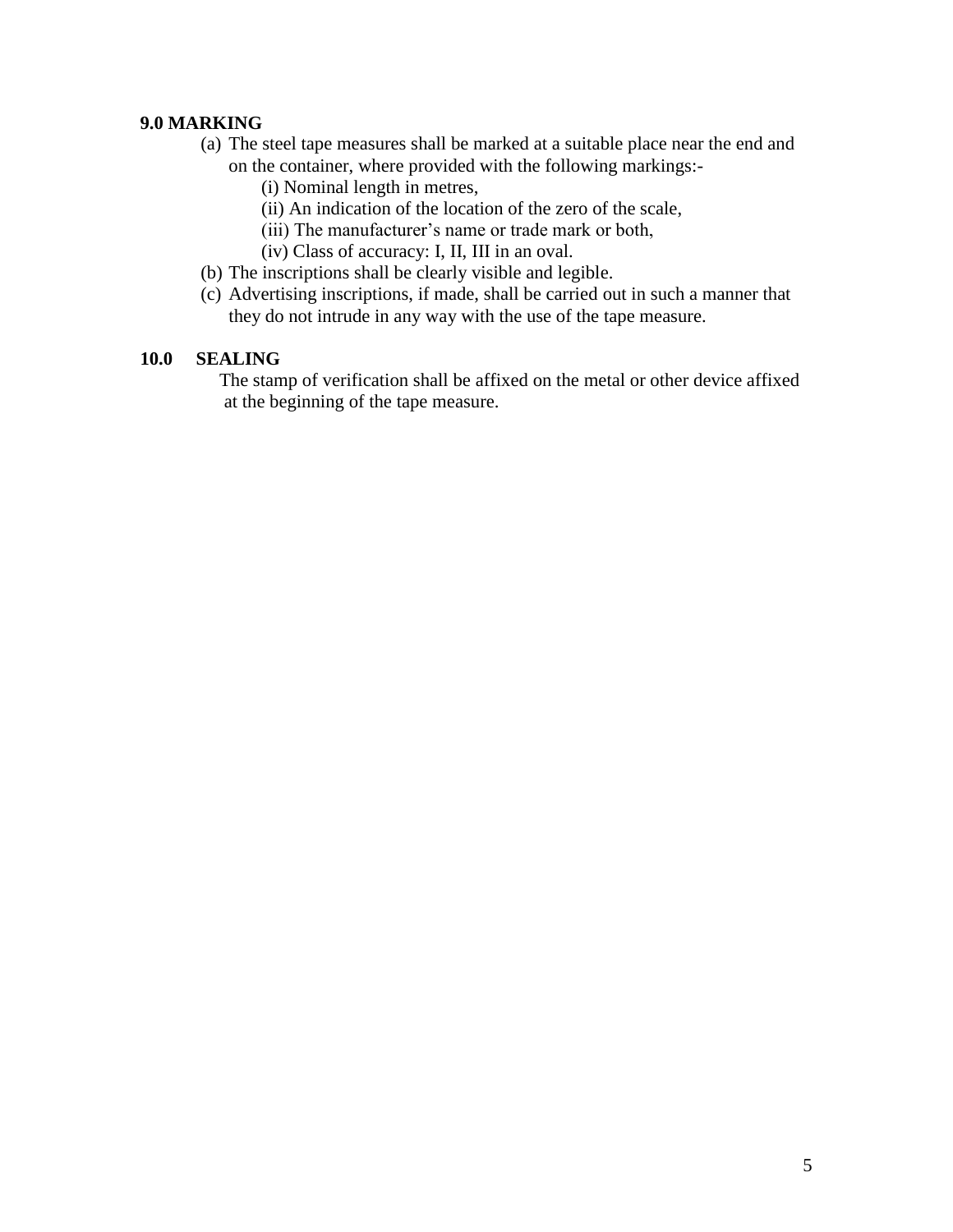## 9.0 MARKING

(a) The steel tape measures shall be marked at a suitable place near the end and on the container, where provided with the following markings:-

  (i) Nominal length in metres,

  (ii) An indication of the location of the zero of the scale,

  (iii) The manufacturer's name or trade mark or both,

  (iv) Class of accuracy: I, II, III in an oval.

(b) The inscriptions shall be clearly visible and legible.

(c) Advertising inscriptions, if made, shall be carried out in such a manner that they do not intrude in any way with the use of the tape measure.

## 10.0 SEALING

The stamp of verification shall be affixed on the metal or other device affixed at the beginning of the tape measure.